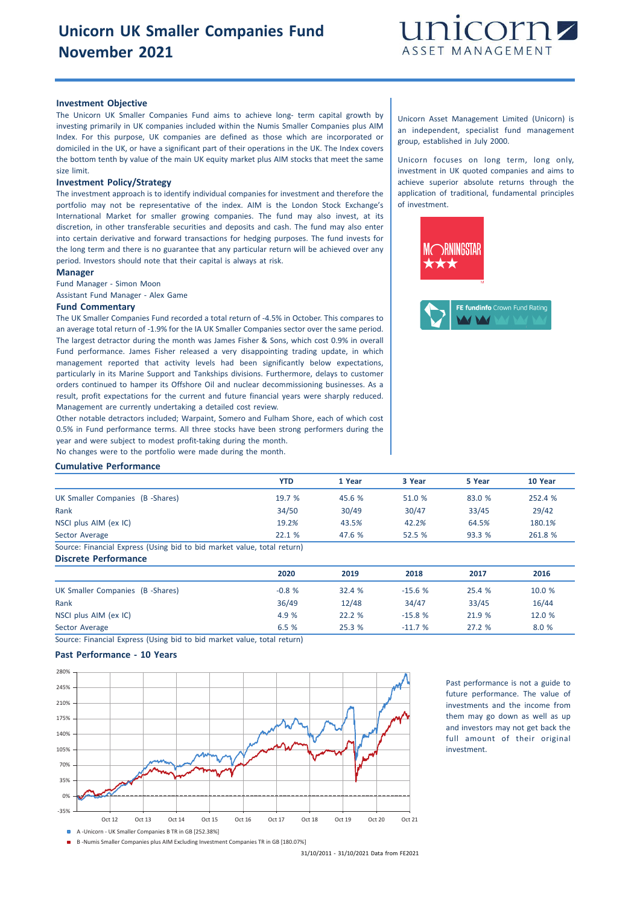# Unicorn UK Smaller Companies Fund November 2021

unicorn ASSET MANAGEMENT

### Investment Objective

The Unicorn UK Smaller Companies Fund aims to achieve long- term capital growth by investing primarily in UK companies included within the Numis Smaller Companies plus AIM Index. For this purpose, UK companies are defined as those which are incorporated or domiciled in the UK, or have a significant part of their operations in the UK. The Index covers the bottom tenth by value of the main UK equity market plus AIM stocks that meet the same size limit.

### Investment Policy/Strategy

The investment approach is to identify individual companies for investment and therefore the portfolio may not be representative of the index. AIM is the London Stock Exchange's International Market for smaller growing companies. The fund may also invest, at its discretion, in other transferable securities and deposits and cash. The fund may also enter into certain derivative and forward transactions for hedging purposes. The fund invests for the long term and there is no guarantee that any particular return will be achieved over any period. Investors should note that their capital is always at risk.

### Manager

Fund Manager - Simon Moon

Assistant Fund Manager - Alex Game

### Fund Commentary

The UK Smaller Companies Fund recorded a total return of -4.5% in October. This compares to an average total return of -1.9% for the IA UK Smaller Companies sector over the same period. The largest detractor during the month was James Fisher & Sons, which cost 0.9% in overall Fund performance. James Fisher released a very disappointing trading update, in which management reported that activity levels had been significantly below expectations, particularly in its Marine Support and Tankships divisions. Furthermore, delays to customer orders continued to hamper its Offshore Oil and nuclear decommissioning businesses. As a result, profit expectations for the current and future financial years were sharply reduced. Management are currently undertaking a detailed cost review.

Other notable detractors included; Warpaint, Somero and Fulham Shore, each of which cost 0.5% in Fund performance terms. All three stocks have been strong performers during the year and were subject to modest profit-taking during the month.

No changes were to the portfolio were made during the month.

Unicorn Asset Management Limited (Unicorn) is an independent, specialist fund management group, established in July 2000.

Unicorn focuses on long term, long only, investment in UK quoted companies and aims to achieve superior absolute returns through the application of traditional, fundamental principles of investment.

MORNINGSTAR ★★★

FE fundinfo Crown Fund Rating

### Cumulative Performance

| | YTD | 1 Year | 3 Year | 5 Year | 10 Year |
|---|---|---|---|---|---|
| UK Smaller Companies (B -Shares) | 19.7 % | 45.6 % | 51.0 % | 83.0 % | 252.4 % |
| Rank | 34/50 | 30/49 | 30/47 | 33/45 | 29/42 |
| NSCI plus AIM (ex IC) | 19.2% | 43.5% | 42.2% | 64.5% | 180.1% |
| Sector Average | 22.1 % | 47.6 % | 52.5 % | 93.3 % | 261.8 % |

Source: Financial Express (Using bid to bid market value, total return)

### Discrete Performance

| | 2020 | 2019 | 2018 | 2017 | 2016 |
|---|---|---|---|---|---|
| UK Smaller Companies (B -Shares) | -0.8 % | 32.4 % | -15.6 % | 25.4 % | 10.0 % |
| Rank | 36/49 | 12/48 | 34/47 | 33/45 | 16/44 |
| NSCI plus AIM (ex IC) | 4.9 % | 22.2 % | -15.8 % | 21.9 % | 12.0 % |
| Sector Average | 6.5 % | 25.3 % | -11.7 % | 27.2 % | 8.0 % |

Source: Financial Express (Using bid to bid market value, total return)

### Past Performance - 10 Years

A -Unicorn - UK Smaller Companies B TR in GB [252.38%]

B -Numis Smaller Companies plus AIM Excluding Investment Companies TR in GB [180.07%]

31/10/2011 - 31/10/2021 Data from FE2021

Past performance is not a guide to future performance. The value of investments and the income from them may go down as well as up and investors may not get back the full amount of their original investment.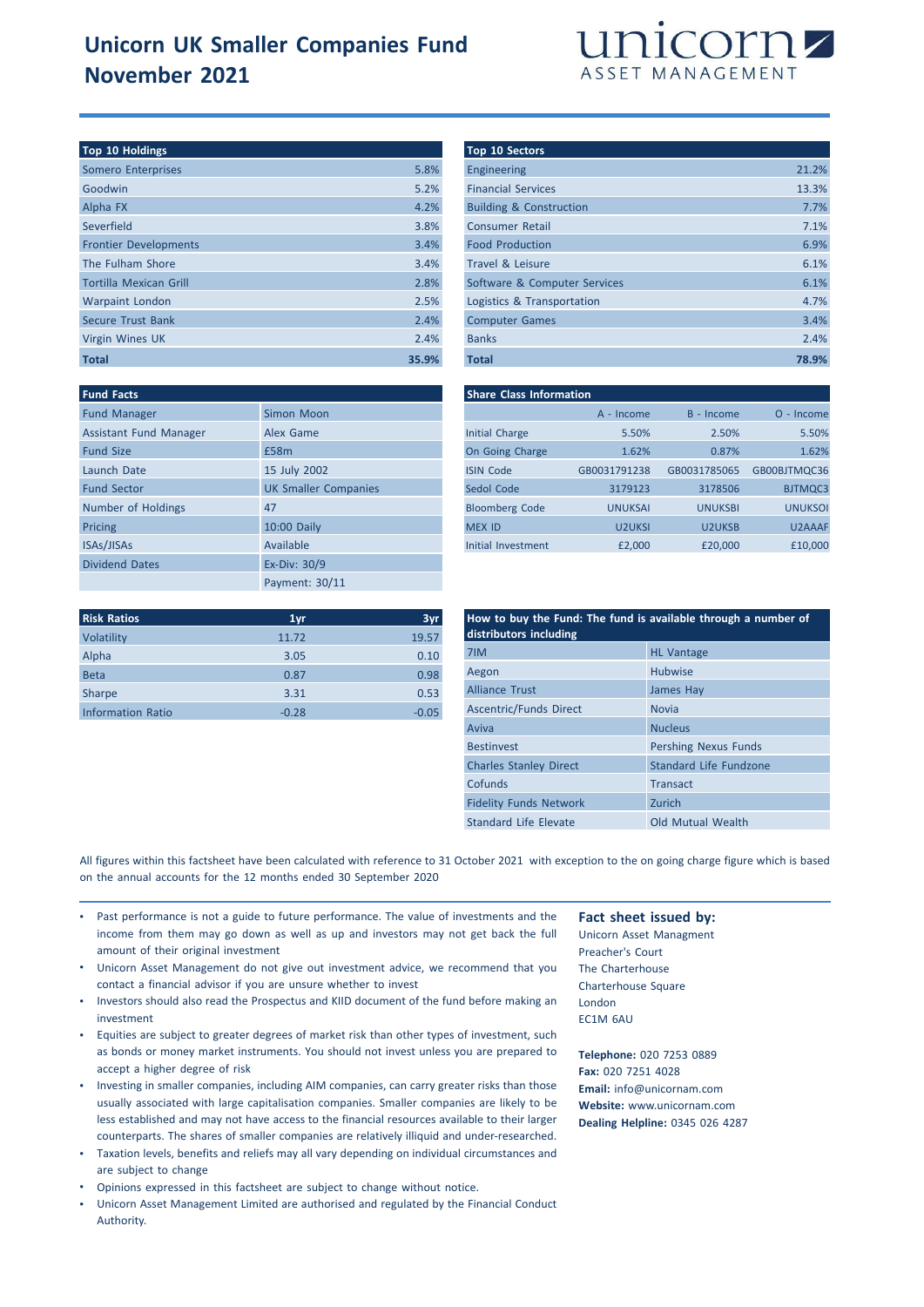# Unicorn UK Smaller Companies Fund
# November 2021

| Top 10 Holdings | |
|---|---|
| Somero Enterprises | 5.8% |
| Goodwin | 5.2% |
| Alpha FX | 4.2% |
| Severfield | 3.8% |
| Frontier Developments | 3.4% |
| The Fulham Shore | 3.4% |
| Tortilla Mexican Grill | 2.8% |
| Warpaint London | 2.5% |
| Secure Trust Bank | 2.4% |
| Virgin Wines UK | 2.4% |
| **Total** | **35.9%** |

| Top 10 Sectors | |
|---|---|
| Engineering | 21.2% |
| Financial Services | 13.3% |
| Building & Construction | 7.7% |
| Consumer Retail | 7.1% |
| Food Production | 6.9% |
| Travel & Leisure | 6.1% |
| Software & Computer Services | 6.1% |
| Logistics & Transportation | 4.7% |
| Computer Games | 3.4% |
| Banks | 2.4% |
| **Total** | **78.9%** |

| Fund Facts | |
|---|---|
| Fund Manager | Simon Moon |
| Assistant Fund Manager | Alex Game |
| Fund Size | £58m |
| Launch Date | 15 July 2002 |
| Fund Sector | UK Smaller Companies |
| Number of Holdings | 47 |
| Pricing | 10:00 Daily |
| ISAs/JISAs | Available |
| Dividend Dates | Ex-Div: 30/9 |
| | Payment: 30/11 |

| Share Class Information | A - Income | B - Income | O - Income |
|---|---|---|---|
| Initial Charge | 5.50% | 2.50% | 5.50% |
| On Going Charge | 1.62% | 0.87% | 1.62% |
| ISIN Code | GB0031791238 | GB0031785065 | GB00BJTMQC36 |
| Sedol Code | 3179123 | 3178506 | BJTMQC3 |
| Bloomberg Code | UNUKSAI | UNUKSBI | UNUKSOI |
| MEX ID | U2UKSI | U2UKSB | U2AAAF |
| Initial Investment | £2,000 | £20,000 | £10,000 |

| Risk Ratios | 1yr | 3yr |
|---|---|---|
| Volatility | 11.72 | 19.57 |
| Alpha | 3.05 | 0.10 |
| Beta | 0.87 | 0.98 |
| Sharpe | 3.31 | 0.53 |
| Information Ratio | -0.28 | -0.05 |

| How to buy the Fund: The fund is available through a number of distributors including | |
|---|---|
| 7IM | HL Vantage |
| Aegon | Hubwise |
| Alliance Trust | James Hay |
| Ascentric/Funds Direct | Novia |
| Aviva | Nucleus |
| Bestinvest | Pershing Nexus Funds |
| Charles Stanley Direct | Standard Life Fundzone |
| Cofunds | Transact |
| Fidelity Funds Network | Zurich |
| Standard Life Elevate | Old Mutual Wealth |

All figures within this factsheet have been calculated with reference to 31 October 2021 with exception to the on going charge figure which is based on the annual accounts for the 12 months ended 30 September 2020

- Past performance is not a guide to future performance. The value of investments and the income from them may go down as well as up and investors may not get back the full amount of their original investment
- Unicorn Asset Management do not give out investment advice, we recommend that you contact a financial advisor if you are unsure whether to invest
- Investors should also read the Prospectus and KIID document of the fund before making an investment
- Equities are subject to greater degrees of market risk than other types of investment, such as bonds or money market instruments. You should not invest unless you are prepared to accept a higher degree of risk
- Investing in smaller companies, including AIM companies, can carry greater risks than those usually associated with large capitalisation companies. Smaller companies are likely to be less established and may not have access to the financial resources available to their larger counterparts. The shares of smaller companies are relatively illiquid and under-researched.
- Taxation levels, benefits and reliefs may all vary depending on individual circumstances and are subject to change
- Opinions expressed in this factsheet are subject to change without notice.
- Unicorn Asset Management Limited are authorised and regulated by the Financial Conduct Authority.

**Fact sheet issued by:**

Unicorn Asset Managment
Preacher's Court
The Charterhouse
Charterhouse Square
London
EC1M 6AU

**Telephone:** 020 7253 0889
**Fax:** 020 7251 4028
**Email:** info@unicornam.com
**Website:** www.unicornam.com
**Dealing Helpline:** 0345 026 4287